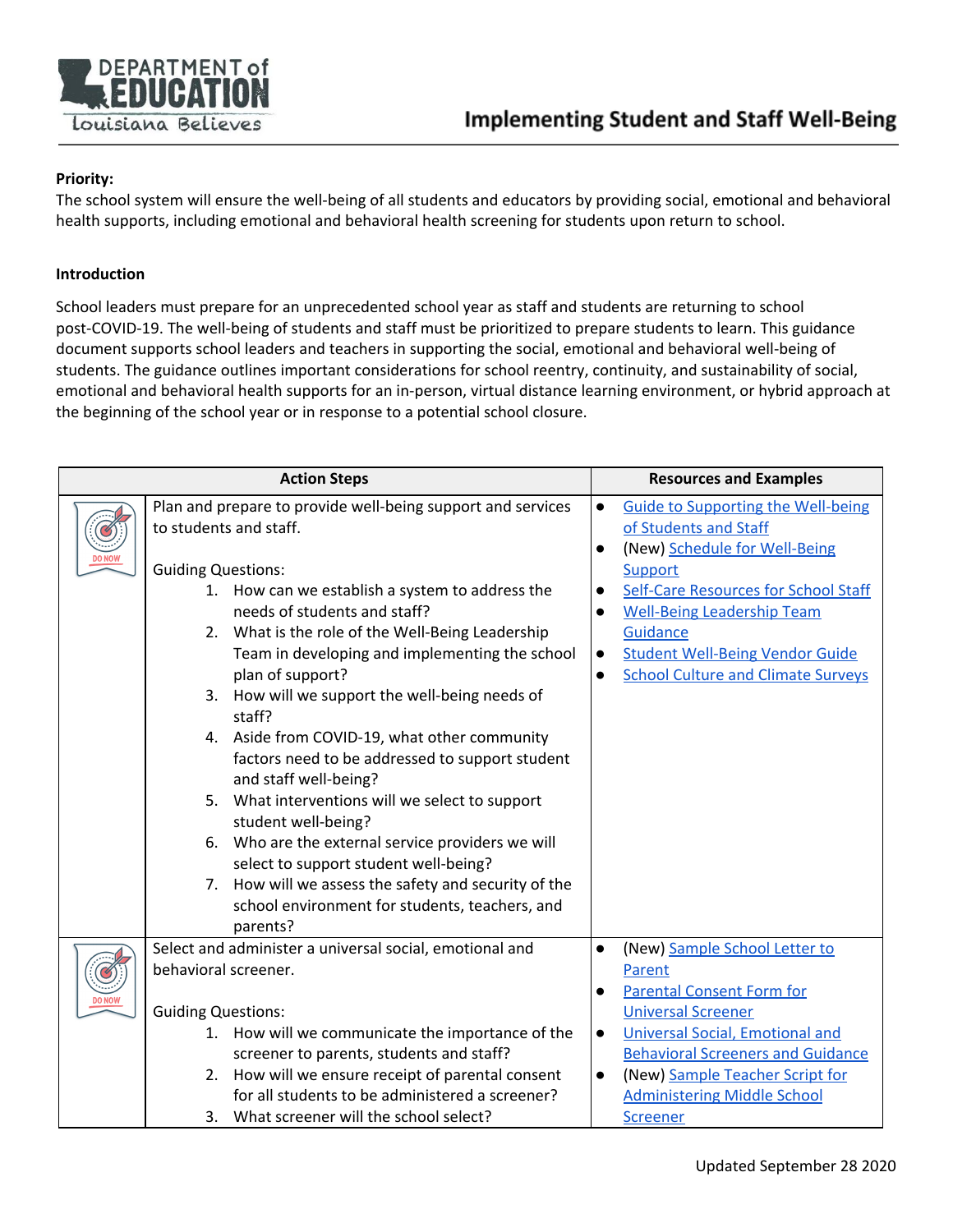# Implementing Student and Staff Well-Being

**Priority:**
The school system will ensure the well-being of all students and educators by providing social, emotional and behavioral health supports, including emotional and behavioral health screening for students upon return to school.

**Introduction**

School leaders must prepare for an unprecedented school year as staff and students are returning to school post-COVID-19. The well-being of students and staff must be prioritized to prepare students to learn. This guidance document supports school leaders and teachers in supporting the social, emotional and behavioral well-being of students. The guidance outlines important considerations for school reentry, continuity, and sustainability of social, emotional and behavioral health supports for an in-person, virtual distance learning environment, or hybrid approach at the beginning of the school year or in response to a potential school closure.

| | Action Steps | Resources and Examples |
|---|---|---|
| DO NOW | Plan and prepare to provide well-being support and services to students and staff.<br><br>Guiding Questions:<br>1. How can we establish a system to address the needs of students and staff?<br>2. What is the role of the Well-Being Leadership Team in developing and implementing the school plan of support?<br>3. How will we support the well-being needs of staff?<br>4. Aside from COVID-19, what other community factors need to be addressed to support student and staff well-being?<br>5. What interventions will we select to support student well-being?<br>6. Who are the external service providers we will select to support student well-being?<br>7. How will we assess the safety and security of the school environment for students, teachers, and parents? | • Guide to Supporting the Well-being of Students and Staff<br>• (New) Schedule for Well-Being Support<br>• Self-Care Resources for School Staff<br>• Well-Being Leadership Team Guidance<br>• Student Well-Being Vendor Guide<br>• School Culture and Climate Surveys |
| DO NOW | Select and administer a universal social, emotional and behavioral screener.<br><br>Guiding Questions:<br>1. How will we communicate the importance of the screener to parents, students and staff?<br>2. How will we ensure receipt of parental consent for all students to be administered a screener?<br>3. What screener will the school select? | • (New) Sample School Letter to Parent<br>• Parental Consent Form for Universal Screener<br>• Universal Social, Emotional and Behavioral Screeners and Guidance<br>• (New) Sample Teacher Script for Administering Middle School Screener |

Updated September 28 2020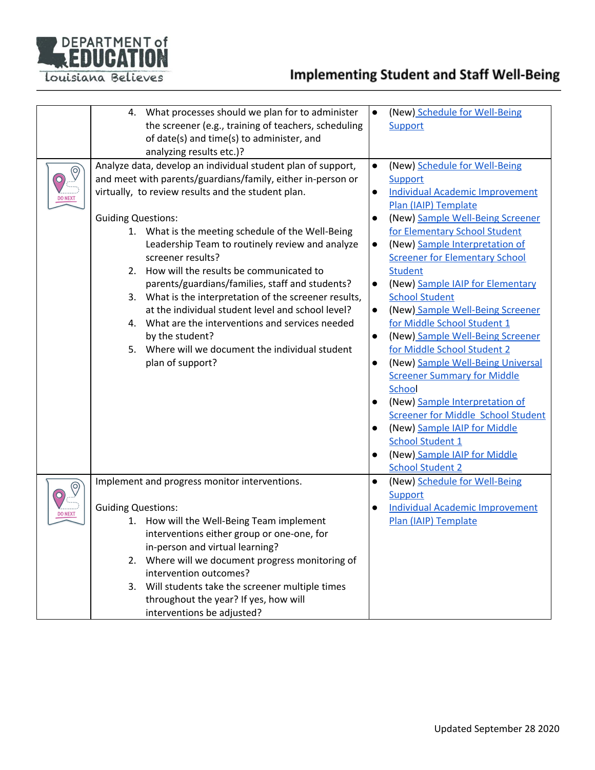| | | |
|---|---|---|
| | 4. What processes should we plan for to administer the screener (e.g., training of teachers, scheduling of date(s) and time(s) to administer, and analyzing results etc.)? | • (New) Schedule for Well-Being Support |
| DO NEXT | Analyze data, develop an individual student plan of support, and meet with parents/guardians/family, either in-person or virtually, to review results and the student plan.<br><br>Guiding Questions:<br>1. What is the meeting schedule of the Well-Being Leadership Team to routinely review and analyze screener results?<br>2. How will the results be communicated to parents/guardians/families, staff and students?<br>3. What is the interpretation of the screener results, at the individual student level and school level?<br>4. What are the interventions and services needed by the student?<br>5. Where will we document the individual student plan of support? | • (New) Schedule for Well-Being Support<br>• Individual Academic Improvement Plan (IAIP) Template<br>• (New) Sample Well-Being Screener for Elementary School Student<br>• (New) Sample Interpretation of Screener for Elementary School Student<br>• (New) Sample IAIP for Elementary School Student<br>• (New) Sample Well-Being Screener for Middle School Student 1<br>• (New) Sample Well-Being Screener for Middle School Student 2<br>• (New) Sample Well-Being Universal Screener Summary for Middle School<br>• (New) Sample Interpretation of Screener for Middle School Student<br>• (New) Sample IAIP for Middle School Student 1<br>• (New) Sample IAIP for Middle School Student 2 |
| DO NEXT | Implement and progress monitor interventions.<br><br>Guiding Questions:<br>1. How will the Well-Being Team implement interventions either group or one-one, for in-person and virtual learning?<br>2. Where will we document progress monitoring of intervention outcomes?<br>3. Will students take the screener multiple times throughout the year? If yes, how will interventions be adjusted? | • (New) Schedule for Well-Being Support<br>• Individual Academic Improvement Plan (IAIP) Template |

Updated September 28 2020